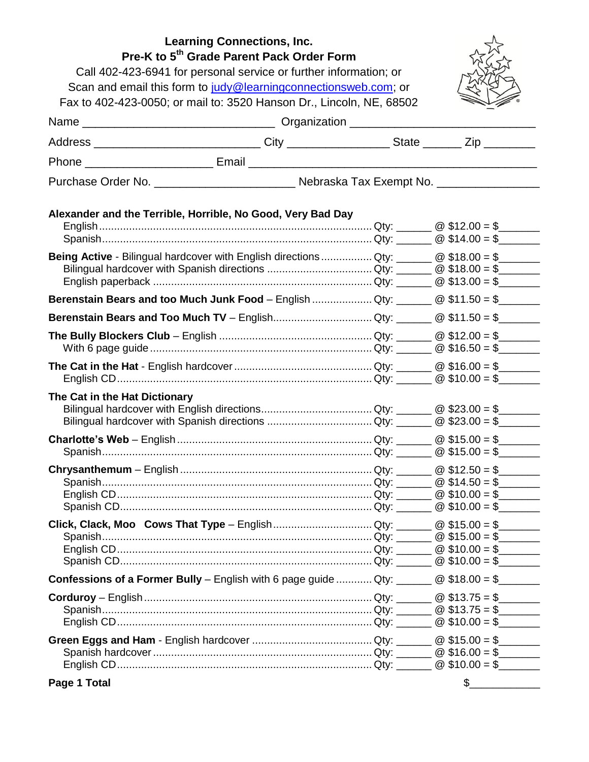**Learning Connections, Inc.**
**Pre-K to 5th Grade Parent Pack Order Form**

Call 402-423-6941 for personal service or further information; or
Scan and email this form to judy@learningconnectionsweb.com; or
Fax to 402-423-0050; or mail to: 3520 Hanson Dr., Lincoln, NE, 68502

Name ____________________________ Organization ____________________________

Address ________________________ City _______________ State ______ Zip ________

Phone ___________________ Email __________________________________________

Purchase Order No. ____________________ Nebraska Tax Exempt No. _______________

**Alexander and the Terrible, Horrible, No Good, Very Bad Day**
- English ............ Qty: ______ @ $12.00 = $_______
- Spanish ............ Qty: ______ @ $14.00 = $_______

**Being Active** - Bilingual hardcover with English directions ............ Qty: ______ @ $18.00 = $_______
- Bilingual hardcover with Spanish directions ............ Qty: ______ @ $18.00 = $_______
- English paperback ............ Qty: ______ @ $13.00 = $_______

**Berenstain Bears and too Much Junk Food** – English ............ Qty: ______ @ $11.50 = $_______

**Berenstain Bears and Too Much TV** – English ............ Qty: ______ @ $11.50 = $_______

**The Bully Blockers Club** – English ............ Qty: ______ @ $12.00 = $_______
- With 6 page guide ............ Qty: ______ @ $16.50 = $_______

**The Cat in the Hat** - English hardcover ............ Qty: ______ @ $16.00 = $_______
- English CD ............ Qty: ______ @ $10.00 = $_______

**The Cat in the Hat Dictionary**
- Bilingual hardcover with English directions ............ Qty: ______ @ $23.00 = $_______
- Bilingual hardcover with Spanish directions ............ Qty: ______ @ $23.00 = $_______

**Charlotte's Web** – English ............ Qty: ______ @ $15.00 = $_______
- Spanish ............ Qty: ______ @ $15.00 = $_______

**Chrysanthemum** – English ............ Qty: ______ @ $12.50 = $_______
- Spanish ............ Qty: ______ @ $14.50 = $_______
- English CD ............ Qty: ______ @ $10.00 = $_______
- Spanish CD ............ Qty: ______ @ $10.00 = $_______

**Click, Clack, Moo Cows That Type** – English ............ Qty: ______ @ $15.00 = $_______
- Spanish ............ Qty: ______ @ $15.00 = $_______
- English CD ............ Qty: ______ @ $10.00 = $_______
- Spanish CD ............ Qty: ______ @ $10.00 = $_______

**Confessions of a Former Bully** – English with 6 page guide ............ Qty: ______ @ $18.00 = $_______

**Corduroy** – English ............ Qty: ______ @ $13.75 = $_______
- Spanish ............ Qty: ______ @ $13.75 = $_______
- English CD ............ Qty: ______ @ $10.00 = $_______

**Green Eggs and Ham** - English hardcover ............ Qty: ______ @ $15.00 = $_______
- Spanish hardcover ............ Qty: ______ @ $16.00 = $_______
- English CD ............ Qty: ______ @ $10.00 = $_______

**Page 1 Total** $___________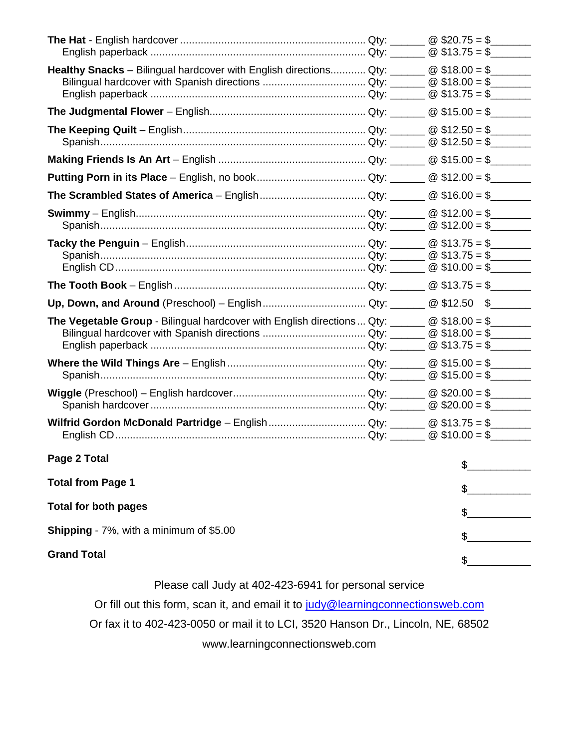| | | |
|---|---|---|
| **The Hat** - English hardcover | Qty: ______ | @ $20.75 = $_______ |
| English paperback | Qty: ______ | @ $13.75 = $_______ |
| **Healthy Snacks** – Bilingual hardcover with English directions | Qty: ______ | @ $18.00 = $_______ |
| Bilingual hardcover with Spanish directions | Qty: ______ | @ $18.00 = $_______ |
| English paperback | Qty: ______ | @ $13.75 = $_______ |
| **The Judgmental Flower** – English | Qty: ______ | @ $15.00 = $_______ |
| **The Keeping Quilt** – English | Qty: ______ | @ $12.50 = $_______ |
| Spanish | Qty: ______ | @ $12.50 = $_______ |
| **Making Friends Is An Art** – English | Qty: ______ | @ $15.00 = $_______ |
| **Putting Porn in its Place** – English, no book | Qty: ______ | @ $12.00 = $_______ |
| **The Scrambled States of America** – English | Qty: ______ | @ $16.00 = $_______ |
| **Swimmy** – English | Qty: ______ | @ $12.00 = $_______ |
| Spanish | Qty: ______ | @ $12.00 = $_______ |
| **Tacky the Penguin** – English | Qty: ______ | @ $13.75 = $_______ |
| Spanish | Qty: ______ | @ $13.75 = $_______ |
| English CD | Qty: ______ | @ $10.00 = $_______ |
| **The Tooth Book** – English | Qty: ______ | @ $13.75 = $_______ |
| **Up, Down, and Around** (Preschool) – English | Qty: ______ | @ $12.50 $_______ |
| **The Vegetable Group** - Bilingual hardcover with English directions | Qty: ______ | @ $18.00 = $_______ |
| Bilingual hardcover with Spanish directions | Qty: ______ | @ $18.00 = $_______ |
| English paperback | Qty: ______ | @ $13.75 = $_______ |
| **Where the Wild Things Are** – English | Qty: ______ | @ $15.00 = $_______ |
| Spanish | Qty: ______ | @ $15.00 = $_______ |
| **Wiggle** (Preschool) – English hardcover | Qty: ______ | @ $20.00 = $_______ |
| Spanish hardcover | Qty: ______ | @ $20.00 = $_______ |
| **Wilfrid Gordon McDonald Partridge** – English | Qty: ______ | @ $13.75 = $_______ |
| English CD | Qty: ______ | @ $10.00 = $_______ |

| | |
|---|---|
| **Page 2 Total** | $___________ |
| **Total from Page 1** | $___________ |
| **Total for both pages** | $___________ |
| **Shipping** - 7%, with a minimum of $5.00 | $___________ |
| **Grand Total** | $___________ |

Please call Judy at 402-423-6941 for personal service

Or fill out this form, scan it, and email it to judy@learningconnectionsweb.com

Or fax it to 402-423-0050 or mail it to LCI, 3520 Hanson Dr., Lincoln, NE, 68502

www.learningconnectionsweb.com